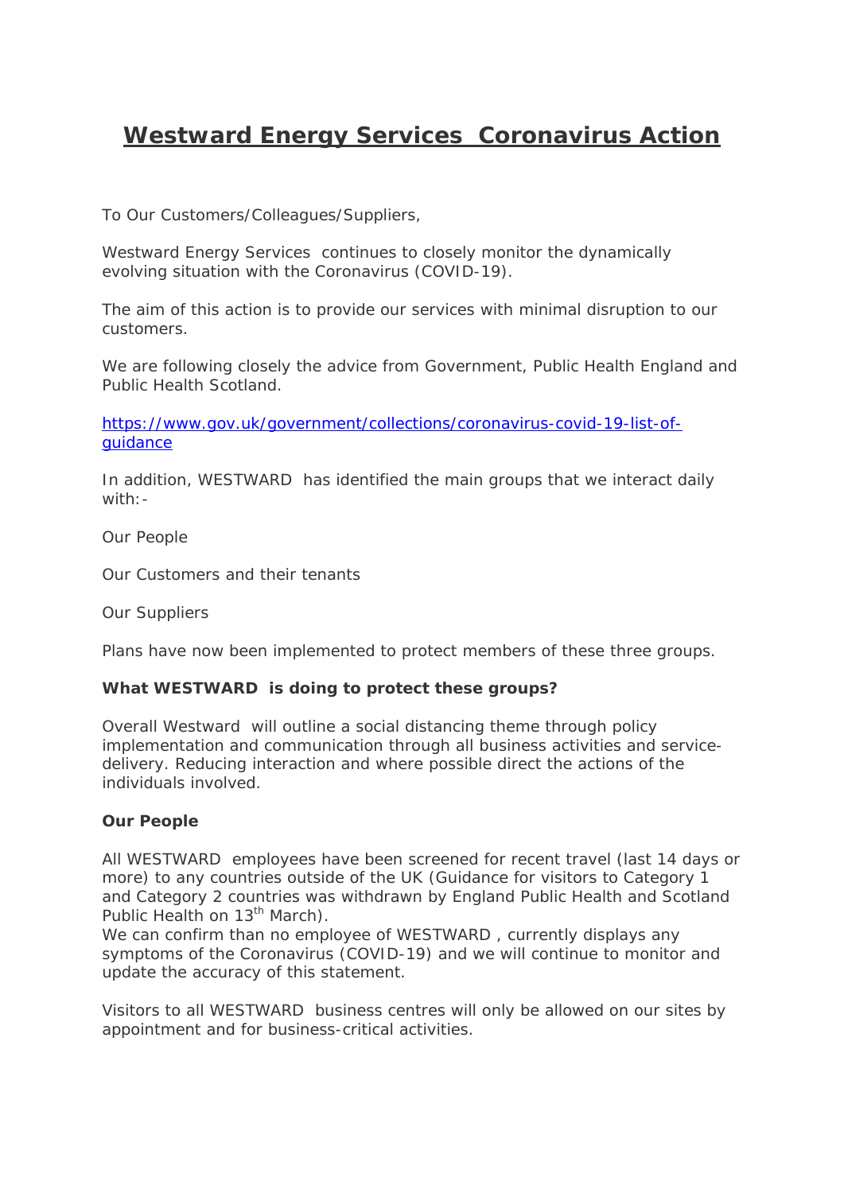# Westward Energy Services Coronavirus Action

To Our Customers/Colleagues/Suppliers,

Westward Energy Services continues to closely monitor the dynamically evolving situation with the Coronavirus (COVID-19).

The aim of this action is to provide our services with minimal disruption to our customers.

We are following closely the advice from Government, Public Health England and Public Health Scotland.

[https://www.gov.uk/government/collections/coronavirus-covid-19-list-of-guidance](https://www.gov.uk/government/collections/coronavirus-covid-19-list-of-guidance)

In addition, WESTWARD has identified the main groups that we interact daily with:-

Our People

Our Customers and their tenants

Our Suppliers

Plans have now been implemented to protect members of these three groups.

**What WESTWARD is doing to protect these groups?**

Overall Westward will outline a social distancing theme through policy implementation and communication through all business activities and service-delivery. Reducing interaction and where possible direct the actions of the individuals involved.

**Our People**

All WESTWARD employees have been screened for recent travel (last 14 days or more) to any countries outside of the UK (Guidance for visitors to Category 1 and Category 2 countries was withdrawn by England Public Health and Scotland Public Health on 13th March).
We can confirm than no employee of WESTWARD , currently displays any symptoms of the Coronavirus (COVID-19) and we will continue to monitor and update the accuracy of this statement.

Visitors to all WESTWARD business centres will only be allowed on our sites by appointment and for business-critical activities.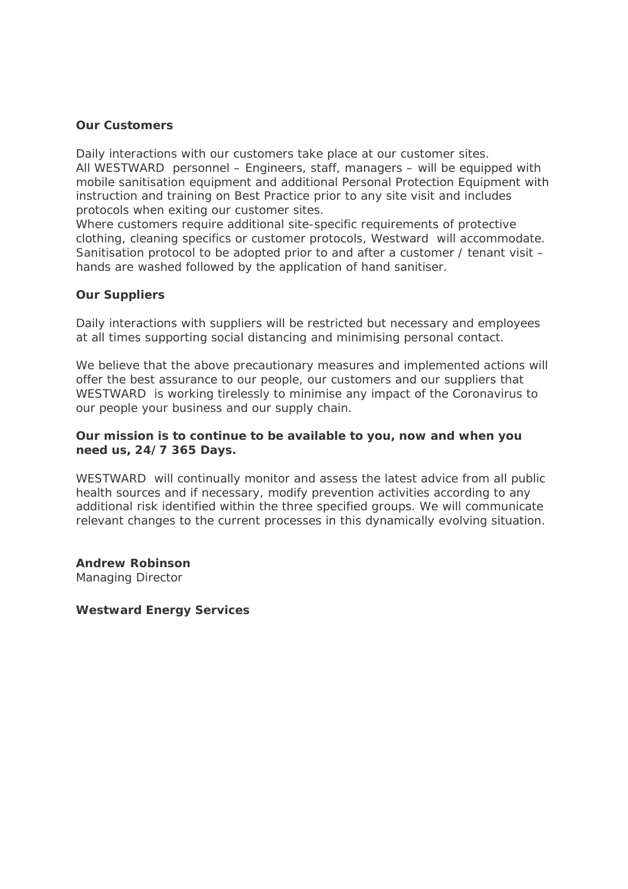**Our Customers**

Daily interactions with our customers take place at our customer sites.
All WESTWARD personnel – Engineers, staff, managers – will be equipped with mobile sanitisation equipment and additional Personal Protection Equipment with instruction and training on Best Practice prior to any site visit and includes protocols when exiting our customer sites.
Where customers require additional site-specific requirements of protective clothing, cleaning specifics or customer protocols, Westward will accommodate.
Sanitisation protocol to be adopted prior to and after a customer / tenant visit – hands are washed followed by the application of hand sanitiser.

**Our Suppliers**

Daily interactions with suppliers will be restricted but necessary and employees at all times supporting social distancing and minimising personal contact.

We believe that the above precautionary measures and implemented actions will offer the best assurance to our people, our customers and our suppliers that WESTWARD is working tirelessly to minimise any impact of the Coronavirus to our people your business and our supply chain.

**Our mission is to continue to be available to you, now and when you need us, 24/7 365 Days.**

WESTWARD will continually monitor and assess the latest advice from all public health sources and if necessary, modify prevention activities according to any additional risk identified within the three specified groups. We will communicate relevant changes to the current processes in this dynamically evolving situation.

**Andrew Robinson**
Managing Director

**Westward Energy Services**